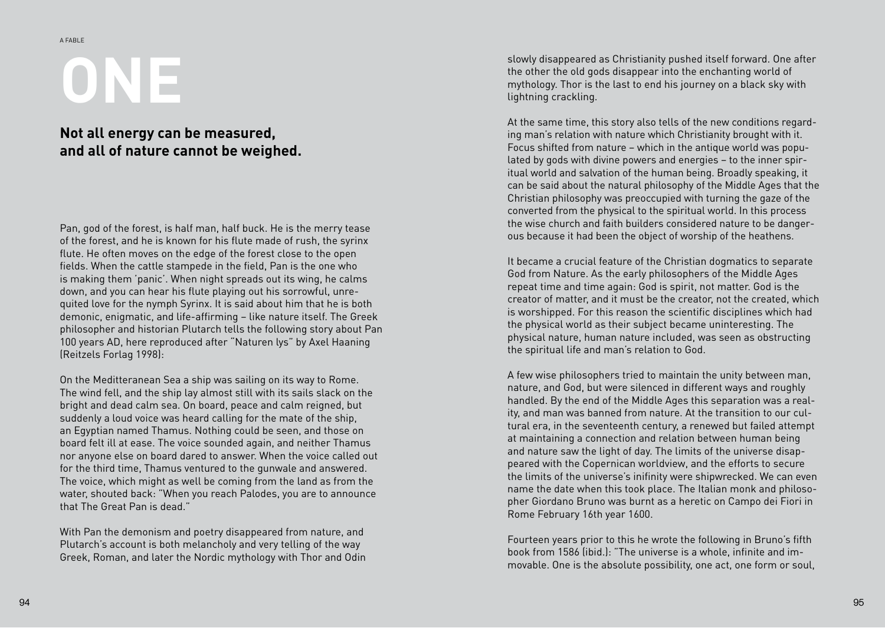A FABLE

# ONE

**Not all energy can be measured, and all of nature cannot be weighed.**

Pan, god of the forest, is half man, half buck. He is the merry tease of the forest, and he is known for his flute made of rush, the syrinx flute. He often moves on the edge of the forest close to the open fields. When the cattle stampede in the field, Pan is the one who is making them 'panic'. When night spreads out its wing, he calms down, and you can hear his flute playing out his sorrowful, unrequited love for the nymph Syrinx. It is said about him that he is both demonic, enigmatic, and life-affirming – like nature itself. The Greek philosopher and historian Plutarch tells the following story about Pan 100 years AD, here reproduced after "Naturen lys" by Axel Haaning (Reitzels Forlag 1998):

On the Meditteranean Sea a ship was sailing on its way to Rome. The wind fell, and the ship lay almost still with its sails slack on the bright and dead calm sea. On board, peace and calm reigned, but suddenly a loud voice was heard calling for the mate of the ship, an Egyptian named Thamus. Nothing could be seen, and those on board felt ill at ease. The voice sounded again, and neither Thamus nor anyone else on board dared to answer. When the voice called out for the third time, Thamus ventured to the gunwale and answered. The voice, which might as well be coming from the land as from the water, shouted back: "When you reach Palodes, you are to announce that The Great Pan is dead."

With Pan the demonism and poetry disappeared from nature, and Plutarch's account is both melancholy and very telling of the way Greek, Roman, and later the Nordic mythology with Thor and Odin slowly disappeared as Christianity pushed itself forward. One after the other the old gods disappear into the enchanting world of mythology. Thor is the last to end his journey on a black sky with lightning crackling.

At the same time, this story also tells of the new conditions regarding man's relation with nature which Christianity brought with it. Focus shifted from nature – which in the antique world was populated by gods with divine powers and energies – to the inner spiritual world and salvation of the human being. Broadly speaking, it can be said about the natural philosophy of the Middle Ages that the Christian philosophy was preoccupied with turning the gaze of the converted from the physical to the spiritual world. In this process the wise church and faith builders considered nature to be dangerous because it had been the object of worship of the heathens.

It became a crucial feature of the Christian dogmatics to separate God from Nature. As the early philosophers of the Middle Ages repeat time and time again: God is spirit, not matter. God is the creator of matter, and it must be the creator, not the created, which is worshipped. For this reason the scientific disciplines which had the physical world as their subject became uninteresting. The physical nature, human nature included, was seen as obstructing the spiritual life and man's relation to God.

A few wise philosophers tried to maintain the unity between man, nature, and God, but were silenced in different ways and roughly handled. By the end of the Middle Ages this separation was a reality, and man was banned from nature. At the transition to our cultural era, in the seventeenth century, a renewed but failed attempt at maintaining a connection and relation between human being and nature saw the light of day. The limits of the universe disappeared with the Copernican worldview, and the efforts to secure the limits of the universe's inifinity were shipwrecked. We can even name the date when this took place. The Italian monk and philosopher Giordano Bruno was burnt as a heretic on Campo dei Fiori in Rome February 16th year 1600.

Fourteen years prior to this he wrote the following in Bruno's fifth book from 1586 (ibid.): "The universe is a whole, infinite and immovable. One is the absolute possibility, one act, one form or soul,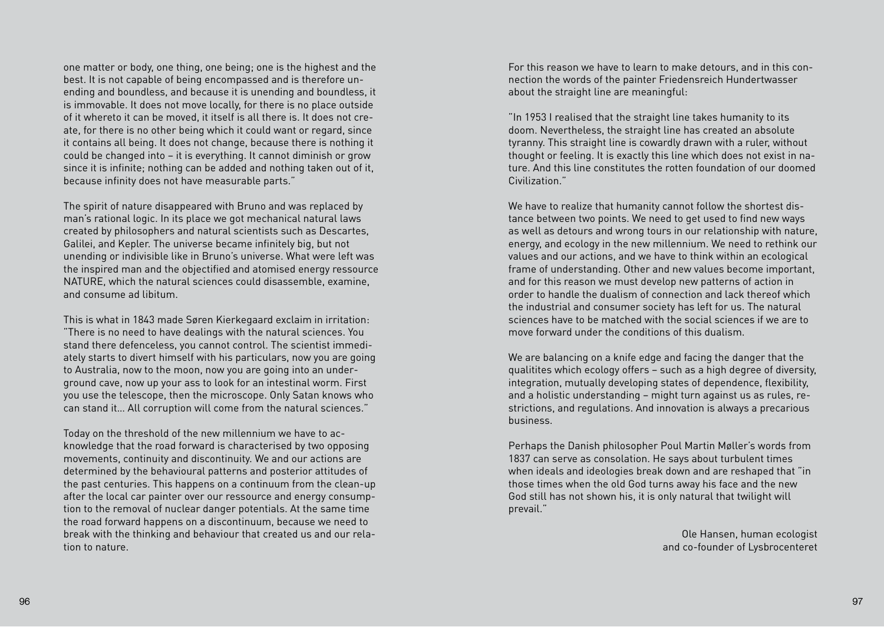one matter or body, one thing, one being; one is the highest and the best. It is not capable of being encompassed and is therefore unending and boundless, and because it is unending and boundless, it is immovable. It does not move locally, for there is no place outside of it whereto it can be moved, it itself is all there is. It does not create, for there is no other being which it could want or regard, since it contains all being. It does not change, because there is nothing it could be changed into – it is everything. It cannot diminish or grow since it is infinite; nothing can be added and nothing taken out of it, because infinity does not have measurable parts."

The spirit of nature disappeared with Bruno and was replaced by man's rational logic. In its place we got mechanical natural laws created by philosophers and natural scientists such as Descartes, Galilei, and Kepler. The universe became infinitely big, but not unending or indivisible like in Bruno's universe. What were left was the inspired man and the objectified and atomised energy ressource NATURE, which the natural sciences could disassemble, examine, and consume ad libitum.

This is what in 1843 made Søren Kierkegaard exclaim in irritation: "There is no need to have dealings with the natural sciences. You stand there defenceless, you cannot control. The scientist immediately starts to divert himself with his particulars, now you are going to Australia, now to the moon, now you are going into an underground cave, now up your ass to look for an intestinal worm. First you use the telescope, then the microscope. Only Satan knows who can stand it... All corruption will come from the natural sciences."

Today on the threshold of the new millennium we have to acknowledge that the road forward is characterised by two opposing movements, continuity and discontinuity. We and our actions are determined by the behavioural patterns and posterior attitudes of the past centuries. This happens on a continuum from the clean-up after the local car painter over our ressource and energy consumption to the removal of nuclear danger potentials. At the same time the road forward happens on a discontinuum, because we need to break with the thinking and behaviour that created us and our relation to nature.

For this reason we have to learn to make detours, and in this connection the words of the painter Friedensreich Hundertwasser about the straight line are meaningful:

"In 1953 I realised that the straight line takes humanity to its doom. Nevertheless, the straight line has created an absolute tyranny. This straight line is cowardly drawn with a ruler, without thought or feeling. It is exactly this line which does not exist in nature. And this line constitutes the rotten foundation of our doomed Civilization."

We have to realize that humanity cannot follow the shortest distance between two points. We need to get used to find new ways as well as detours and wrong tours in our relationship with nature, energy, and ecology in the new millennium. We need to rethink our values and our actions, and we have to think within an ecological frame of understanding. Other and new values become important, and for this reason we must develop new patterns of action in order to handle the dualism of connection and lack thereof which the industrial and consumer society has left for us. The natural sciences have to be matched with the social sciences if we are to move forward under the conditions of this dualism.

We are balancing on a knife edge and facing the danger that the qualitites which ecology offers – such as a high degree of diversity, integration, mutually developing states of dependence, flexibility, and a holistic understanding – might turn against us as rules, restrictions, and regulations. And innovation is always a precarious business.

Perhaps the Danish philosopher Poul Martin Møller's words from 1837 can serve as consolation. He says about turbulent times when ideals and ideologies break down and are reshaped that "in those times when the old God turns away his face and the new God still has not shown his, it is only natural that twilight will prevail."

Ole Hansen, human ecologist
and co-founder of Lysbrocenteret